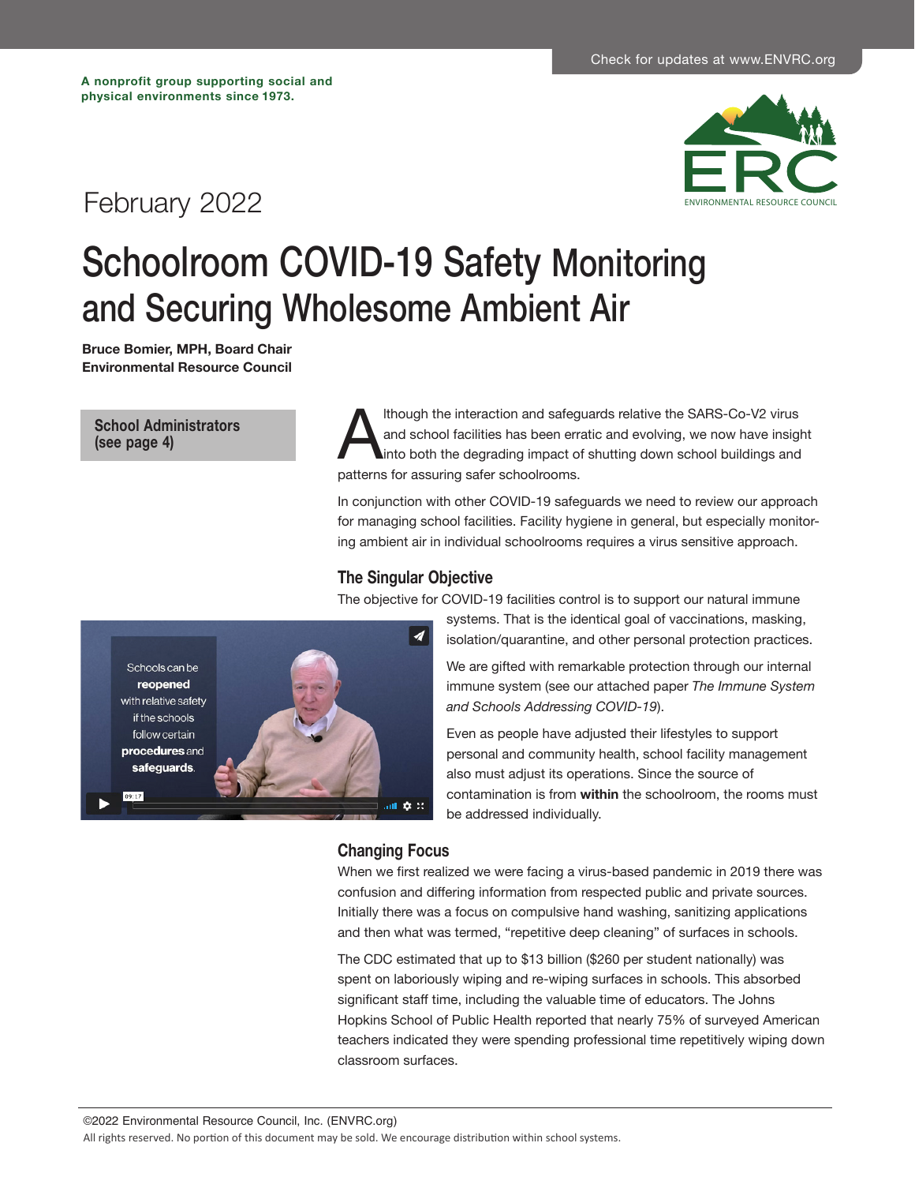Check for updates at www.ENVRC.org

**A nonprofit group supporting social and physical environments since 1973.**

ERC
ENVIRONMENTAL RESOURCE COUNCIL

February 2022

# Schoolroom COVID-19 Safety Monitoring and Securing Wholesome Ambient Air

**Bruce Bomier, MPH, Board Chair**
**Environmental Resource Council**

**School Administrators (see page 4)**

Although the interaction and safeguards relative the SARS-Co-V2 virus and school facilities has been erratic and evolving, we now have insight into both the degrading impact of shutting down school buildings and patterns for assuring safer schoolrooms.

In conjunction with other COVID-19 safeguards we need to review our approach for managing school facilities. Facility hygiene in general, but especially monitoring ambient air in individual schoolrooms requires a virus sensitive approach.

## The Singular Objective

The objective for COVID-19 facilities control is to support our natural immune systems. That is the identical goal of vaccinations, masking, isolation/quarantine, and other personal protection practices.

Schools can be **reopened** with relative safety if the schools follow certain **procedures** and **safeguards**.

We are gifted with remarkable protection through our internal immune system (see our attached paper *The Immune System and Schools Addressing COVID-19*).

Even as people have adjusted their lifestyles to support personal and community health, school facility management also must adjust its operations. Since the source of contamination is from **within** the schoolroom, the rooms must be addressed individually.

## Changing Focus

When we first realized we were facing a virus-based pandemic in 2019 there was confusion and differing information from respected public and private sources. Initially there was a focus on compulsive hand washing, sanitizing applications and then what was termed, "repetitive deep cleaning" of surfaces in schools.

The CDC estimated that up to $13 billion ($260 per student nationally) was spent on laboriously wiping and re-wiping surfaces in schools. This absorbed significant staff time, including the valuable time of educators. The Johns Hopkins School of Public Health reported that nearly 75% of surveyed American teachers indicated they were spending professional time repetitively wiping down classroom surfaces.

©2022 Environmental Resource Council, Inc. (ENVRC.org)
All rights reserved. No portion of this document may be sold. We encourage distribution within school systems.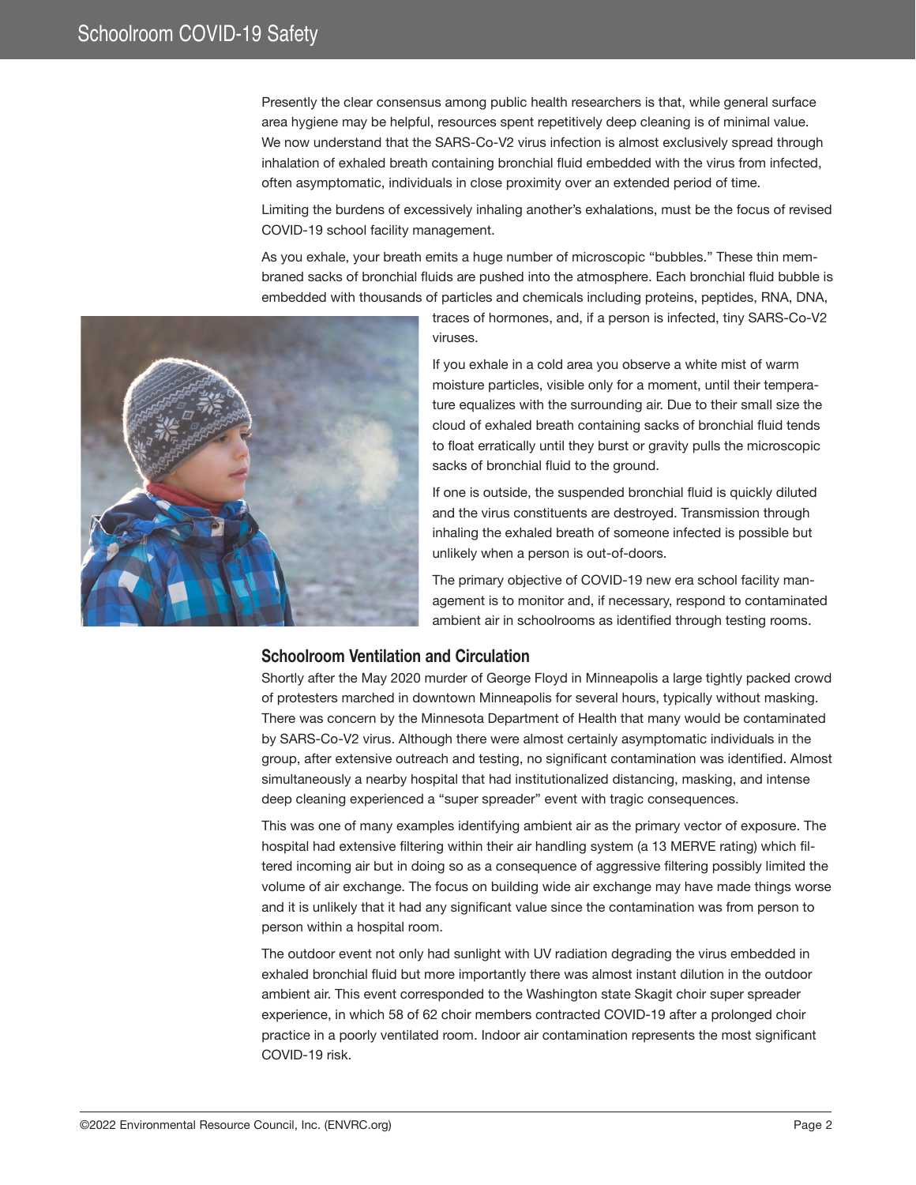Presently the clear consensus among public health researchers is that, while general surface area hygiene may be helpful, resources spent repetitively deep cleaning is of minimal value. We now understand that the SARS-Co-V2 virus infection is almost exclusively spread through inhalation of exhaled breath containing bronchial fluid embedded with the virus from infected, often asymptomatic, individuals in close proximity over an extended period of time.

Limiting the burdens of excessively inhaling another's exhalations, must be the focus of revised COVID-19 school facility management.

As you exhale, your breath emits a huge number of microscopic "bubbles." These thin membraned sacks of bronchial fluids are pushed into the atmosphere. Each bronchial fluid bubble is embedded with thousands of particles and chemicals including proteins, peptides, RNA, DNA, traces of hormones, and, if a person is infected, tiny SARS-Co-V2 viruses.

If you exhale in a cold area you observe a white mist of warm moisture particles, visible only for a moment, until their temperature equalizes with the surrounding air. Due to their small size the cloud of exhaled breath containing sacks of bronchial fluid tends to float erratically until they burst or gravity pulls the microscopic sacks of bronchial fluid to the ground.

If one is outside, the suspended bronchial fluid is quickly diluted and the virus constituents are destroyed. Transmission through inhaling the exhaled breath of someone infected is possible but unlikely when a person is out-of-doors.

The primary objective of COVID-19 new era school facility management is to monitor and, if necessary, respond to contaminated ambient air in schoolrooms as identified through testing rooms.

### Schoolroom Ventilation and Circulation

Shortly after the May 2020 murder of George Floyd in Minneapolis a large tightly packed crowd of protesters marched in downtown Minneapolis for several hours, typically without masking. There was concern by the Minnesota Department of Health that many would be contaminated by SARS-Co-V2 virus. Although there were almost certainly asymptomatic individuals in the group, after extensive outreach and testing, no significant contamination was identified. Almost simultaneously a nearby hospital that had institutionalized distancing, masking, and intense deep cleaning experienced a "super spreader" event with tragic consequences.

This was one of many examples identifying ambient air as the primary vector of exposure. The hospital had extensive filtering within their air handling system (a 13 MERVE rating) which filtered incoming air but in doing so as a consequence of aggressive filtering possibly limited the volume of air exchange. The focus on building wide air exchange may have made things worse and it is unlikely that it had any significant value since the contamination was from person to person within a hospital room.

The outdoor event not only had sunlight with UV radiation degrading the virus embedded in exhaled bronchial fluid but more importantly there was almost instant dilution in the outdoor ambient air. This event corresponded to the Washington state Skagit choir super spreader experience, in which 58 of 62 choir members contracted COVID-19 after a prolonged choir practice in a poorly ventilated room. Indoor air contamination represents the most significant COVID-19 risk.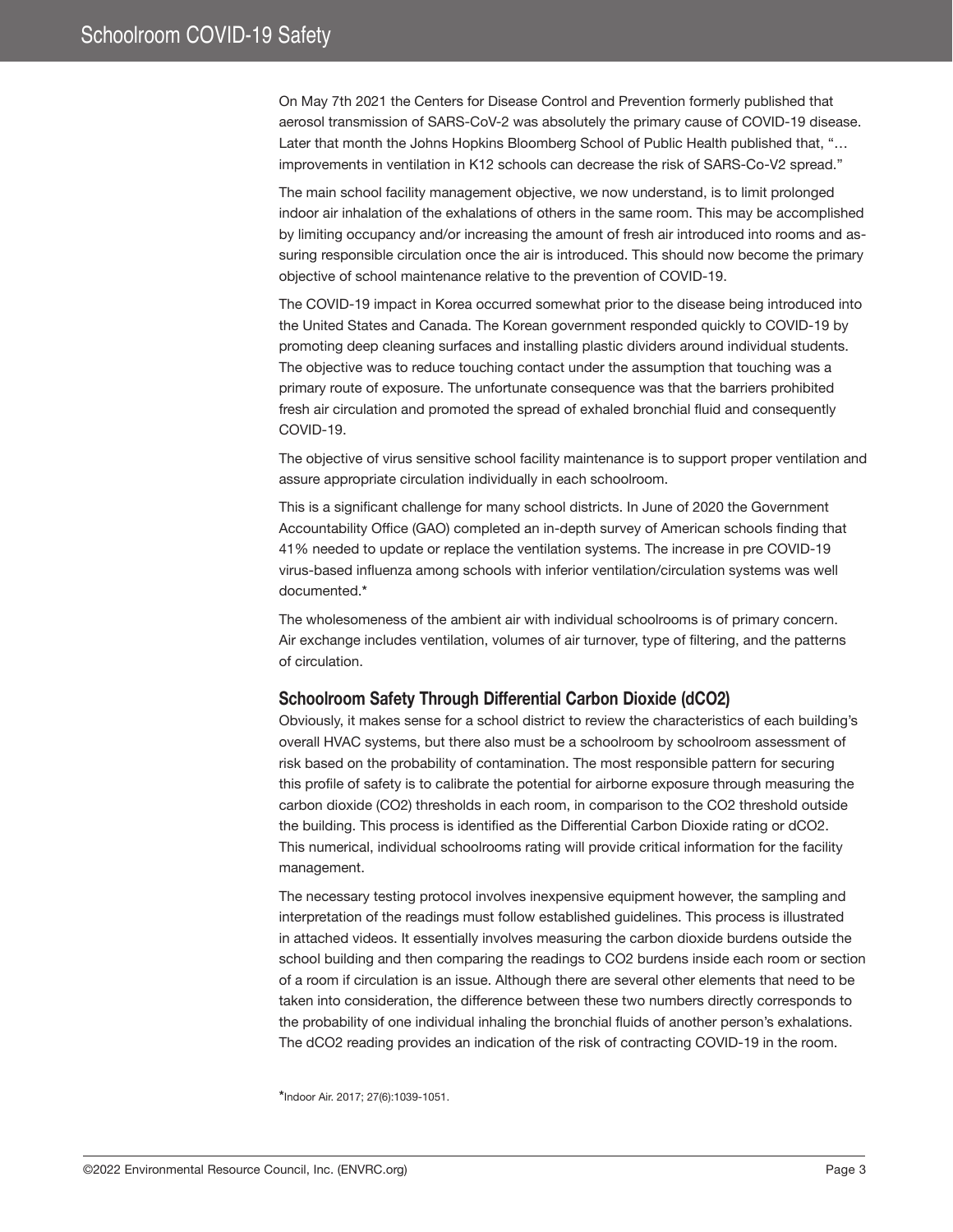On May 7th 2021 the Centers for Disease Control and Prevention formerly published that aerosol transmission of SARS-CoV-2 was absolutely the primary cause of COVID-19 disease. Later that month the Johns Hopkins Bloomberg School of Public Health published that, "… improvements in ventilation in K12 schools can decrease the risk of SARS-Co-V2 spread."

The main school facility management objective, we now understand, is to limit prolonged indoor air inhalation of the exhalations of others in the same room. This may be accomplished by limiting occupancy and/or increasing the amount of fresh air introduced into rooms and assuring responsible circulation once the air is introduced. This should now become the primary objective of school maintenance relative to the prevention of COVID-19.

The COVID-19 impact in Korea occurred somewhat prior to the disease being introduced into the United States and Canada. The Korean government responded quickly to COVID-19 by promoting deep cleaning surfaces and installing plastic dividers around individual students. The objective was to reduce touching contact under the assumption that touching was a primary route of exposure. The unfortunate consequence was that the barriers prohibited fresh air circulation and promoted the spread of exhaled bronchial fluid and consequently COVID-19.

The objective of virus sensitive school facility maintenance is to support proper ventilation and assure appropriate circulation individually in each schoolroom.

This is a significant challenge for many school districts. In June of 2020 the Government Accountability Office (GAO) completed an in-depth survey of American schools finding that 41% needed to update or replace the ventilation systems. The increase in pre COVID-19 virus-based influenza among schools with inferior ventilation/circulation systems was well documented.*

The wholesomeness of the ambient air with individual schoolrooms is of primary concern. Air exchange includes ventilation, volumes of air turnover, type of filtering, and the patterns of circulation.

## Schoolroom Safety Through Differential Carbon Dioxide (dCO2)

Obviously, it makes sense for a school district to review the characteristics of each building's overall HVAC systems, but there also must be a schoolroom by schoolroom assessment of risk based on the probability of contamination. The most responsible pattern for securing this profile of safety is to calibrate the potential for airborne exposure through measuring the carbon dioxide ($CO_2$) thresholds in each room, in comparison to the $CO_2$ threshold outside the building. This process is identified as the Differential Carbon Dioxide rating or dCO2. This numerical, individual schoolrooms rating will provide critical information for the facility management.

The necessary testing protocol involves inexpensive equipment however, the sampling and interpretation of the readings must follow established guidelines. This process is illustrated in attached videos. It essentially involves measuring the carbon dioxide burdens outside the school building and then comparing the readings to $CO_2$ burdens inside each room or section of a room if circulation is an issue. Although there are several other elements that need to be taken into consideration, the difference between these two numbers directly corresponds to the probability of one individual inhaling the bronchial fluids of another person's exhalations. The dCO2 reading provides an indication of the risk of contracting COVID-19 in the room.

*Indoor Air. 2017; 27(6):1039-1051.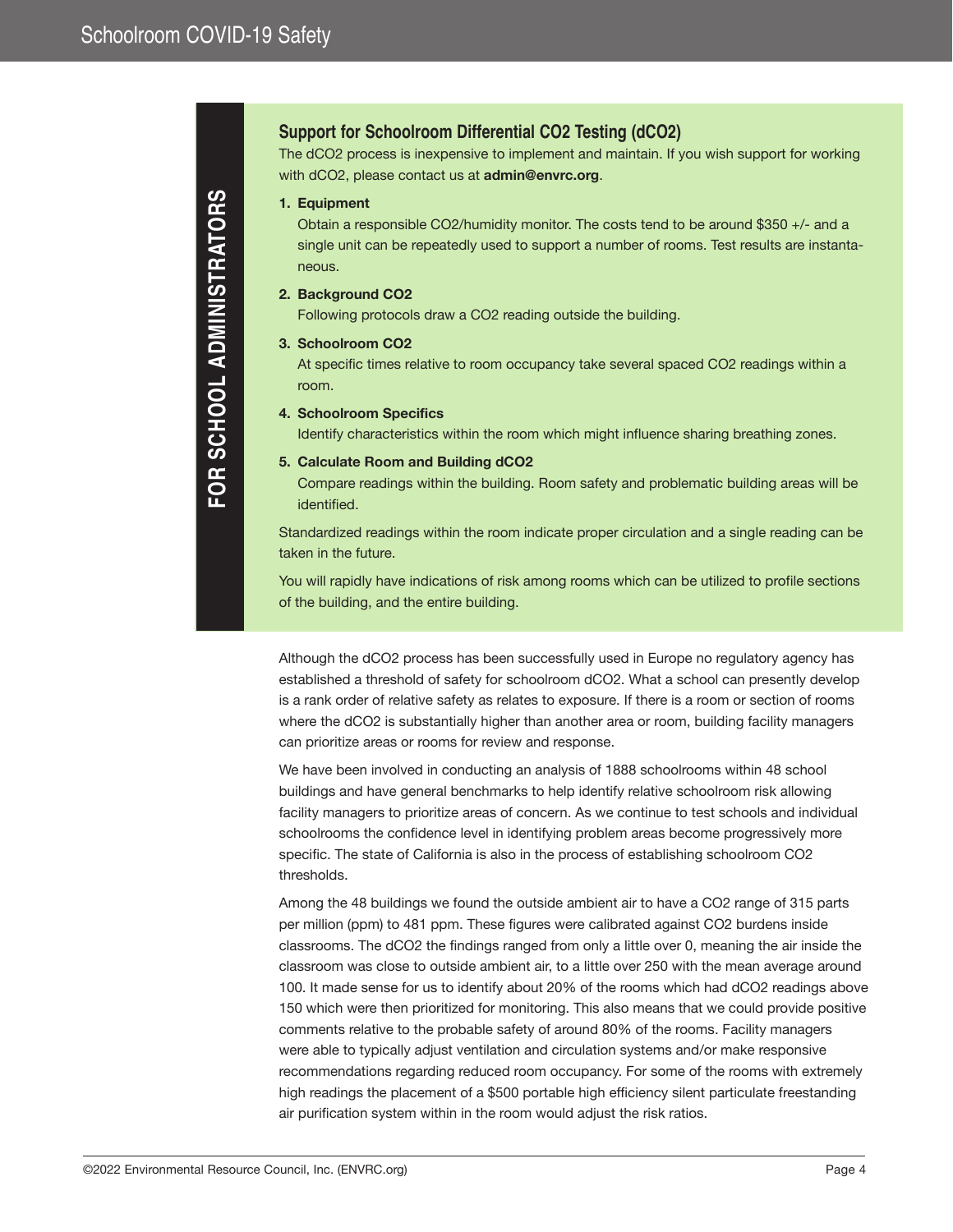FOR SCHOOL ADMINISTRATORS

## Support for Schoolroom Differential CO2 Testing (dCO2)

The dCO2 process is inexpensive to implement and maintain. If you wish support for working with dCO2, please contact us at **admin@envrc.org**.

1. **Equipment**
   Obtain a responsible CO2/humidity monitor. The costs tend to be around $350 +/- and a single unit can be repeatedly used to support a number of rooms. Test results are instantaneous.
2. **Background CO2**
   Following protocols draw a CO2 reading outside the building.
3. **Schoolroom CO2**
   At specific times relative to room occupancy take several spaced CO2 readings within a room.
4. **Schoolroom Specifics**
   Identify characteristics within the room which might influence sharing breathing zones.
5. **Calculate Room and Building dCO2**
   Compare readings within the building. Room safety and problematic building areas will be identified.

Standardized readings within the room indicate proper circulation and a single reading can be taken in the future.

You will rapidly have indications of risk among rooms which can be utilized to profile sections of the building, and the entire building.

Although the dCO2 process has been successfully used in Europe no regulatory agency has established a threshold of safety for schoolroom dCO2. What a school can presently develop is a rank order of relative safety as relates to exposure. If there is a room or section of rooms where the dCO2 is substantially higher than another area or room, building facility managers can prioritize areas or rooms for review and response.

We have been involved in conducting an analysis of 1888 schoolrooms within 48 school buildings and have general benchmarks to help identify relative schoolroom risk allowing facility managers to prioritize areas of concern. As we continue to test schools and individual schoolrooms the confidence level in identifying problem areas become progressively more specific. The state of California is also in the process of establishing schoolroom CO2 thresholds.

Among the 48 buildings we found the outside ambient air to have a CO2 range of 315 parts per million (ppm) to 481 ppm. These figures were calibrated against CO2 burdens inside classrooms. The dCO2 the findings ranged from only a little over 0, meaning the air inside the classroom was close to outside ambient air, to a little over 250 with the mean average around 100. It made sense for us to identify about 20% of the rooms which had dCO2 readings above 150 which were then prioritized for monitoring. This also means that we could provide positive comments relative to the probable safety of around 80% of the rooms. Facility managers were able to typically adjust ventilation and circulation systems and/or make responsive recommendations regarding reduced room occupancy. For some of the rooms with extremely high readings the placement of a $500 portable high efficiency silent particulate freestanding air purification system within in the room would adjust the risk ratios.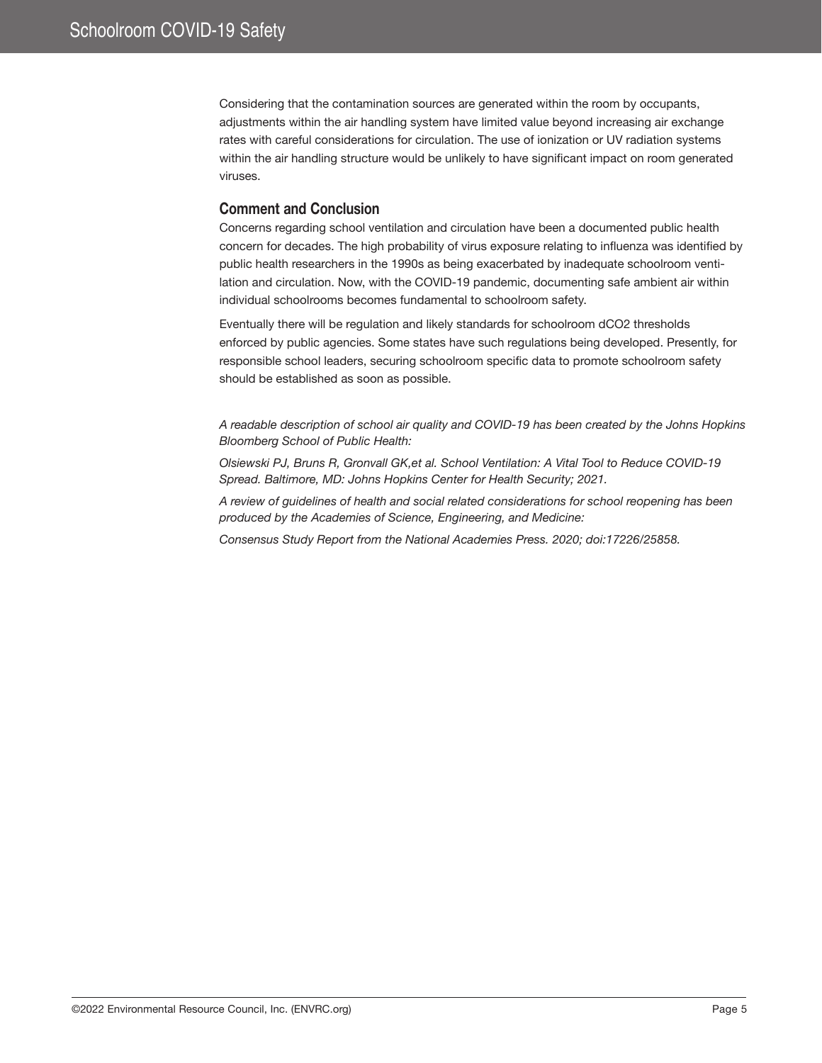Considering that the contamination sources are generated within the room by occupants, adjustments within the air handling system have limited value beyond increasing air exchange rates with careful considerations for circulation. The use of ionization or UV radiation systems within the air handling structure would be unlikely to have significant impact on room generated viruses.

## Comment and Conclusion

Concerns regarding school ventilation and circulation have been a documented public health concern for decades. The high probability of virus exposure relating to influenza was identified by public health researchers in the 1990s as being exacerbated by inadequate schoolroom ventilation and circulation. Now, with the COVID-19 pandemic, documenting safe ambient air within individual schoolrooms becomes fundamental to schoolroom safety.

Eventually there will be regulation and likely standards for schoolroom dCO2 thresholds enforced by public agencies. Some states have such regulations being developed. Presently, for responsible school leaders, securing schoolroom specific data to promote schoolroom safety should be established as soon as possible.

*A readable description of school air quality and COVID-19 has been created by the Johns Hopkins Bloomberg School of Public Health:*

*Olsiewski PJ, Bruns R, Gronvall GK,et al. School Ventilation: A Vital Tool to Reduce COVID-19 Spread. Baltimore, MD: Johns Hopkins Center for Health Security; 2021.*

*A review of guidelines of health and social related considerations for school reopening has been produced by the Academies of Science, Engineering, and Medicine:*

*Consensus Study Report from the National Academies Press. 2020; doi:17226/25858.*